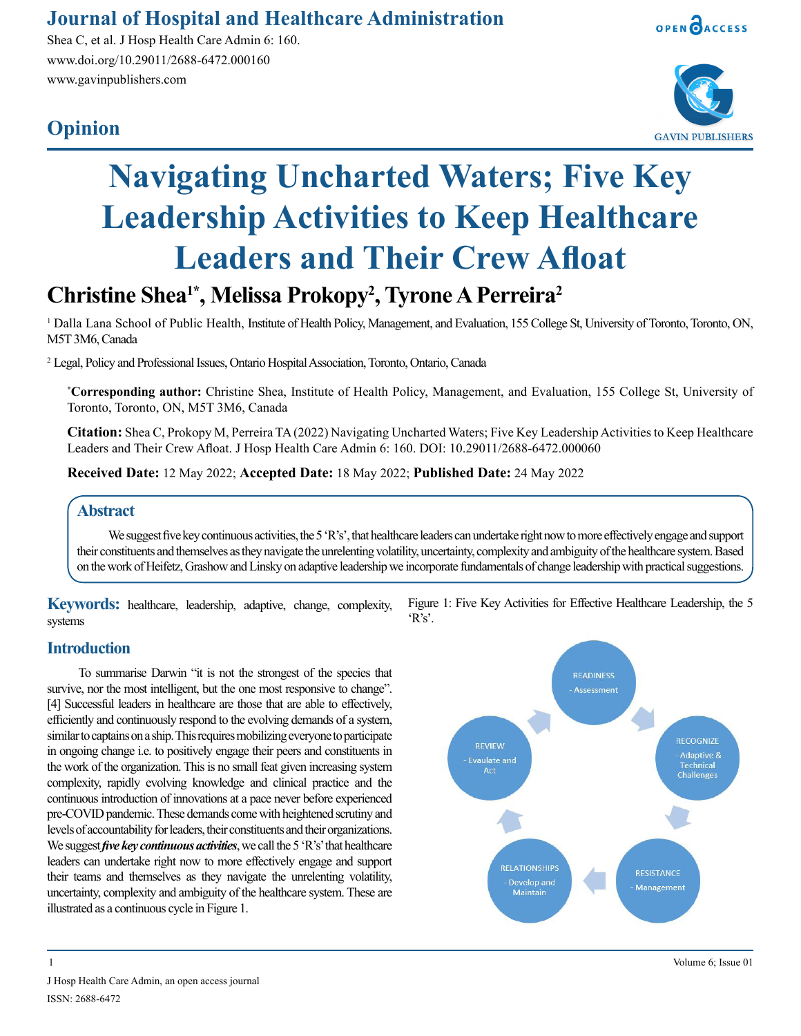# Navigating Uncharted Waters; Five Key Leadership Activities to Keep Healthcare Leaders and Their Crew Afloat

**Christine Shea[1*], Melissa Prokopy[2], Tyrone A Perreira[2]**

[1] Dalla Lana School of Public Health, Institute of Health Policy, Management, and Evaluation, 155 College St, University of Toronto, Toronto, ON, M5T 3M6, Canada

[2] Legal, Policy and Professional Issues, Ontario Hospital Association, Toronto, Ontario, Canada

***Corresponding author:** Christine Shea, Institute of Health Policy, Management, and Evaluation, 155 College St, University of Toronto, Toronto, ON, M5T 3M6, Canada

**Citation:** Shea C, Prokopy M, Perreira TA (2022) Navigating Uncharted Waters; Five Key Leadership Activities to Keep Healthcare Leaders and Their Crew Afloat. J Hosp Health Care Admin 6: 160. DOI: 10.29011/2688-6472.000060

**Received Date:** 12 May 2022; **Accepted Date:** 18 May 2022; **Published Date:** 24 May 2022

## Abstract

We suggest five key continuous activities, the 5 'R's', that healthcare leaders can undertake right now to more effectively engage and support their constituents and themselves as they navigate the unrelenting volatility, uncertainty, complexity and ambiguity of the healthcare system. Based on the work of Heifetz, Grashow and Linsky on adaptive leadership we incorporate fundamentals of change leadership with practical suggestions.

**Keywords:** healthcare, leadership, adaptive, change, complexity, systems

## Introduction

To summarise Darwin "it is not the strongest of the species that survive, nor the most intelligent, but the one most responsive to change". [4] Successful leaders in healthcare are those that are able to effectively, efficiently and continuously respond to the evolving demands of a system, similar to captains on a ship. This requires mobilizing everyone to participate in ongoing change i.e. to positively engage their peers and constituents in the work of the organization. This is no small feat given increasing system complexity, rapidly evolving knowledge and clinical practice and the continuous introduction of innovations at a pace never before experienced pre-COVID pandemic. These demands come with heightened scrutiny and levels of accountability for leaders, their constituents and their organizations. We suggest ***five key continuous activities***, we call the 5 'R's' that healthcare leaders can undertake right now to more effectively engage and support their teams and themselves as they navigate the unrelenting volatility, uncertainty, complexity and ambiguity of the healthcare system. These are illustrated as a continuous cycle in Figure 1.

Figure 1: Five Key Activities for Effective Healthcare Leadership, the 5 'R's'.

READINESS - Assessment → RECOGNIZE - Adaptive & Technical Challenges → RESISTANCE - Management → RELATIONSHIPS - Develop and Maintain → REVIEW - Evaulate and Act → READINESS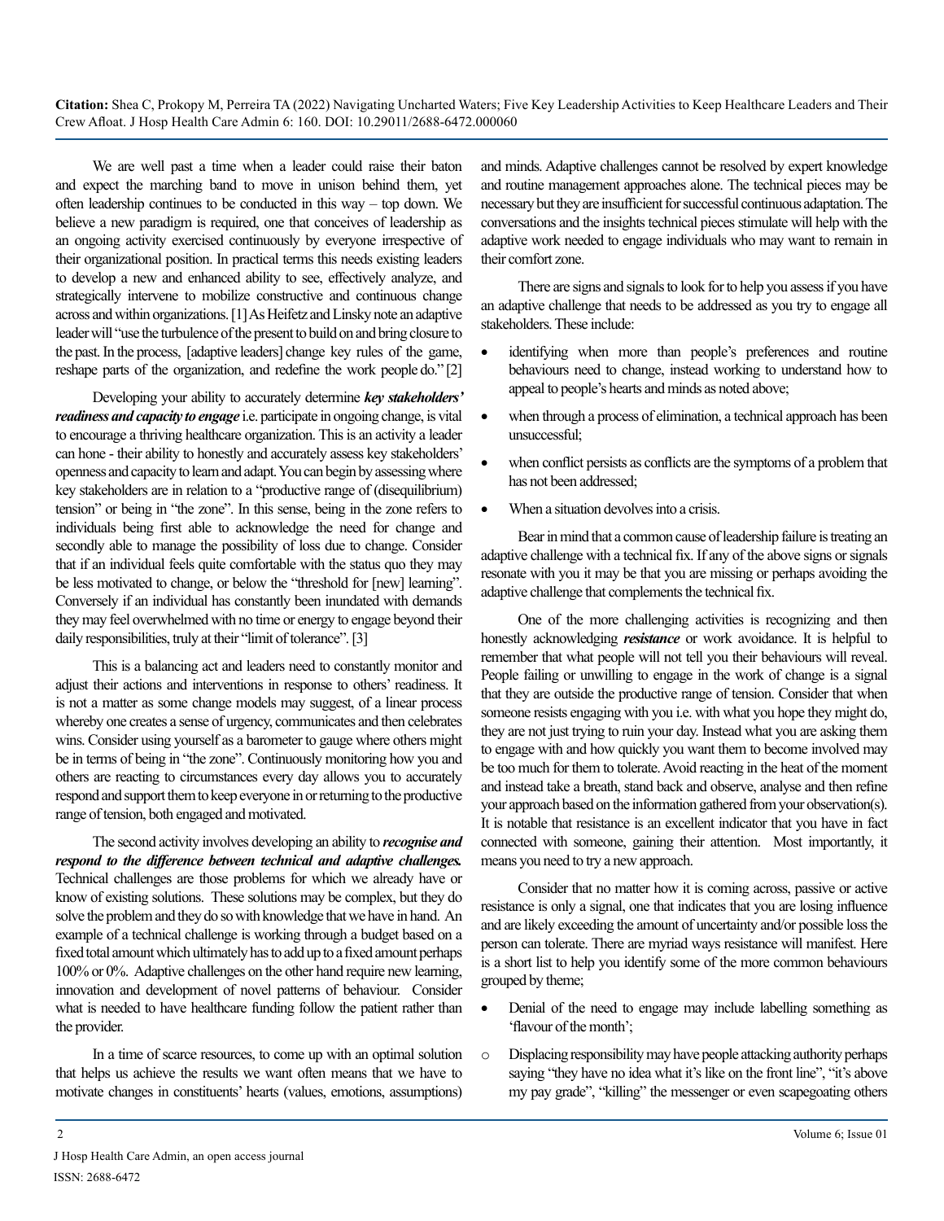We are well past a time when a leader could raise their baton and expect the marching band to move in unison behind them, yet often leadership continues to be conducted in this way – top down. We believe a new paradigm is required, one that conceives of leadership as an ongoing activity exercised continuously by everyone irrespective of their organizational position. In practical terms this needs existing leaders to develop a new and enhanced ability to see, effectively analyze, and strategically intervene to mobilize constructive and continuous change across and within organizations. [1] As Heifetz and Linsky note an adaptive leader will "use the turbulence of the present to build on and bring closure to the past. In the process, [adaptive leaders] change key rules of the game, reshape parts of the organization, and redefine the work people do." [2]

Developing your ability to accurately determine ***key stakeholders' readiness and capacity to engage*** i.e. participate in ongoing change, is vital to encourage a thriving healthcare organization. This is an activity a leader can hone - their ability to honestly and accurately assess key stakeholders' openness and capacity to learn and adapt. You can begin by assessing where key stakeholders are in relation to a "productive range of (disequilibrium) tension" or being in "the zone". In this sense, being in the zone refers to individuals being first able to acknowledge the need for change and secondly able to manage the possibility of loss due to change. Consider that if an individual feels quite comfortable with the status quo they may be less motivated to change, or below the "threshold for [new] learning". Conversely if an individual has constantly been inundated with demands they may feel overwhelmed with no time or energy to engage beyond their daily responsibilities, truly at their "limit of tolerance". [3]

This is a balancing act and leaders need to constantly monitor and adjust their actions and interventions in response to others' readiness. It is not a matter as some change models may suggest, of a linear process whereby one creates a sense of urgency, communicates and then celebrates wins. Consider using yourself as a barometer to gauge where others might be in terms of being in "the zone". Continuously monitoring how you and others are reacting to circumstances every day allows you to accurately respond and support them to keep everyone in or returning to the productive range of tension, both engaged and motivated.

The second activity involves developing an ability to ***recognise and respond to the difference between technical and adaptive challenges.*** Technical challenges are those problems for which we already have or know of existing solutions. These solutions may be complex, but they do solve the problem and they do so with knowledge that we have in hand. An example of a technical challenge is working through a budget based on a fixed total amount which ultimately has to add up to a fixed amount perhaps 100% or 0%. Adaptive challenges on the other hand require new learning, innovation and development of novel patterns of behaviour. Consider what is needed to have healthcare funding follow the patient rather than the provider.

In a time of scarce resources, to come up with an optimal solution that helps us achieve the results we want often means that we have to motivate changes in constituents' hearts (values, emotions, assumptions) and minds. Adaptive challenges cannot be resolved by expert knowledge and routine management approaches alone. The technical pieces may be necessary but they are insufficient for successful continuous adaptation. The conversations and the insights technical pieces stimulate will help with the adaptive work needed to engage individuals who may want to remain in their comfort zone.

There are signs and signals to look for to help you assess if you have an adaptive challenge that needs to be addressed as you try to engage all stakeholders. These include:

- identifying when more than people's preferences and routine behaviours need to change, instead working to understand how to appeal to people's hearts and minds as noted above;
- when through a process of elimination, a technical approach has been unsuccessful;
- when conflict persists as conflicts are the symptoms of a problem that has not been addressed;
- When a situation devolves into a crisis.

Bear in mind that a common cause of leadership failure is treating an adaptive challenge with a technical fix. If any of the above signs or signals resonate with you it may be that you are missing or perhaps avoiding the adaptive challenge that complements the technical fix.

One of the more challenging activities is recognizing and then honestly acknowledging ***resistance*** or work avoidance. It is helpful to remember that what people will not tell you their behaviours will reveal. People failing or unwilling to engage in the work of change is a signal that they are outside the productive range of tension. Consider that when someone resists engaging with you i.e. with what you hope they might do, they are not just trying to ruin your day. Instead what you are asking them to engage with and how quickly you want them to become involved may be too much for them to tolerate. Avoid reacting in the heat of the moment and instead take a breath, stand back and observe, analyse and then refine your approach based on the information gathered from your observation(s). It is notable that resistance is an excellent indicator that you have in fact connected with someone, gaining their attention. Most importantly, it means you need to try a new approach.

Consider that no matter how it is coming across, passive or active resistance is only a signal, one that indicates that you are losing influence and are likely exceeding the amount of uncertainty and/or possible loss the person can tolerate. There are myriad ways resistance will manifest. Here is a short list to help you identify some of the more common behaviours grouped by theme;

- Denial of the need to engage may include labelling something as 'flavour of the month';
  - Displacing responsibility may have people attacking authority perhaps saying "they have no idea what it's like on the front line", "it's above my pay grade", "killing" the messenger or even scapegoating others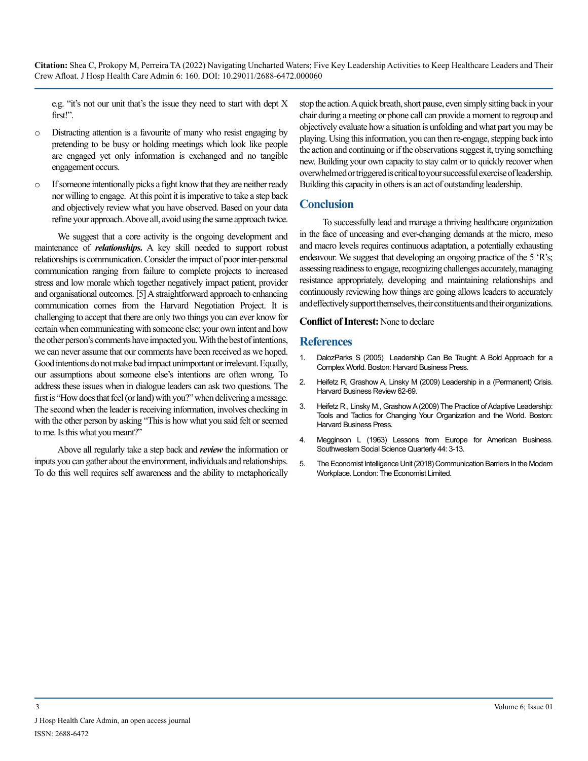e.g. "it's not our unit that's the issue they need to start with dept X first!".

- Distracting attention is a favourite of many who resist engaging by pretending to be busy or holding meetings which look like people are engaged yet only information is exchanged and no tangible engagement occurs.
- If someone intentionally picks a fight know that they are neither ready nor willing to engage. At this point it is imperative to take a step back and objectively review what you have observed. Based on your data refine your approach. Above all, avoid using the same approach twice.

We suggest that a core activity is the ongoing development and maintenance of ***relationships.*** A key skill needed to support robust relationships is communication. Consider the impact of poor inter-personal communication ranging from failure to complete projects to increased stress and low morale which together negatively impact patient, provider and organisational outcomes. [5] A straightforward approach to enhancing communication comes from the Harvard Negotiation Project. It is challenging to accept that there are only two things you can ever know for certain when communicating with someone else; your own intent and how the other person's comments have impacted you. With the best of intentions, we can never assume that our comments have been received as we hoped. Good intentions do not make bad impact unimportant or irrelevant. Equally, our assumptions about someone else's intentions are often wrong. To address these issues when in dialogue leaders can ask two questions. The first is "How does that feel (or land) with you?" when delivering a message. The second when the leader is receiving information, involves checking in with the other person by asking "This is how what you said felt or seemed to me. Is this what you meant?"

Above all regularly take a step back and ***review*** the information or inputs you can gather about the environment, individuals and relationships. To do this well requires self awareness and the ability to metaphorically stop the action. A quick breath, short pause, even simply sitting back in your chair during a meeting or phone call can provide a moment to regroup and objectively evaluate how a situation is unfolding and what part you may be playing. Using this information, you can then re-engage, stepping back into the action and continuing or if the observations suggest it, trying something new. Building your own capacity to stay calm or to quickly recover when overwhelmed or triggered is critical to your successful exercise of leadership. Building this capacity in others is an act of outstanding leadership.

## Conclusion

To successfully lead and manage a thriving healthcare organization in the face of unceasing and ever-changing demands at the micro, meso and macro levels requires continuous adaptation, a potentially exhausting endeavour. We suggest that developing an ongoing practice of the 5 'R's; assessing readiness to engage, recognizing challenges accurately, managing resistance appropriately, developing and maintaining relationships and continuously reviewing how things are going allows leaders to accurately and effectively support themselves, their constituents and their organizations.

**Conflict of Interest:** None to declare

## References

1. DalozParks S (2005) Leadership Can Be Taught: A Bold Approach for a Complex World. Boston: Harvard Business Press.
2. Heifetz R, Grashow A, Linsky M (2009) Leadership in a (Permanent) Crisis. Harvard Business Review 62-69.
3. Heifetz R., Linsky M., Grashow A (2009) The Practice of Adaptive Leadership: Tools and Tactics for Changing Your Organization and the World. Boston: Harvard Business Press.
4. Megginson L (1963) Lessons from Europe for American Business. Southwestern Social Science Quarterly 44: 3-13.
5. The Economist Intelligence Unit (2018) Communication Barriers In the Modern Workplace. London: The Economist Limited.